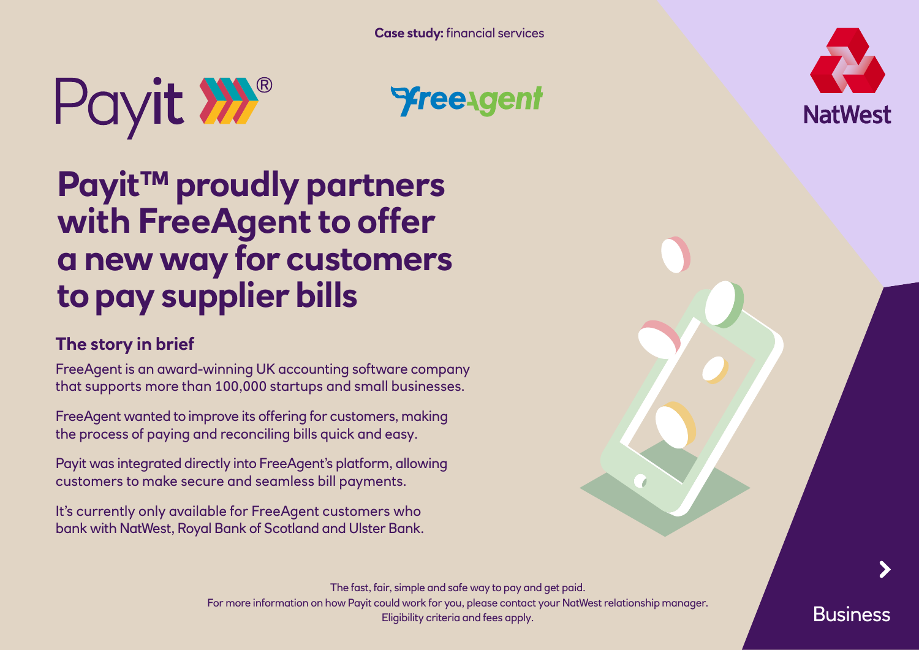**Case study:** financial services

# Payit™ proudly partners with FreeAgent to offer a new way for customers to pay supplier bills

## The story in brief

FreeAgent is an award-winning UK accounting software company that supports more than 100,000 startups and small businesses.

FreeAgent wanted to improve its offering for customers, making the process of paying and reconciling bills quick and easy.

Payit was integrated directly into FreeAgent's platform, allowing customers to make secure and seamless bill payments.

It's currently only available for FreeAgent customers who bank with NatWest, Royal Bank of Scotland and Ulster Bank.

The fast, fair, simple and safe way to pay and get paid.
For more information on how Payit could work for you, please contact your NatWest relationship manager.
Eligibility criteria and fees apply.

Business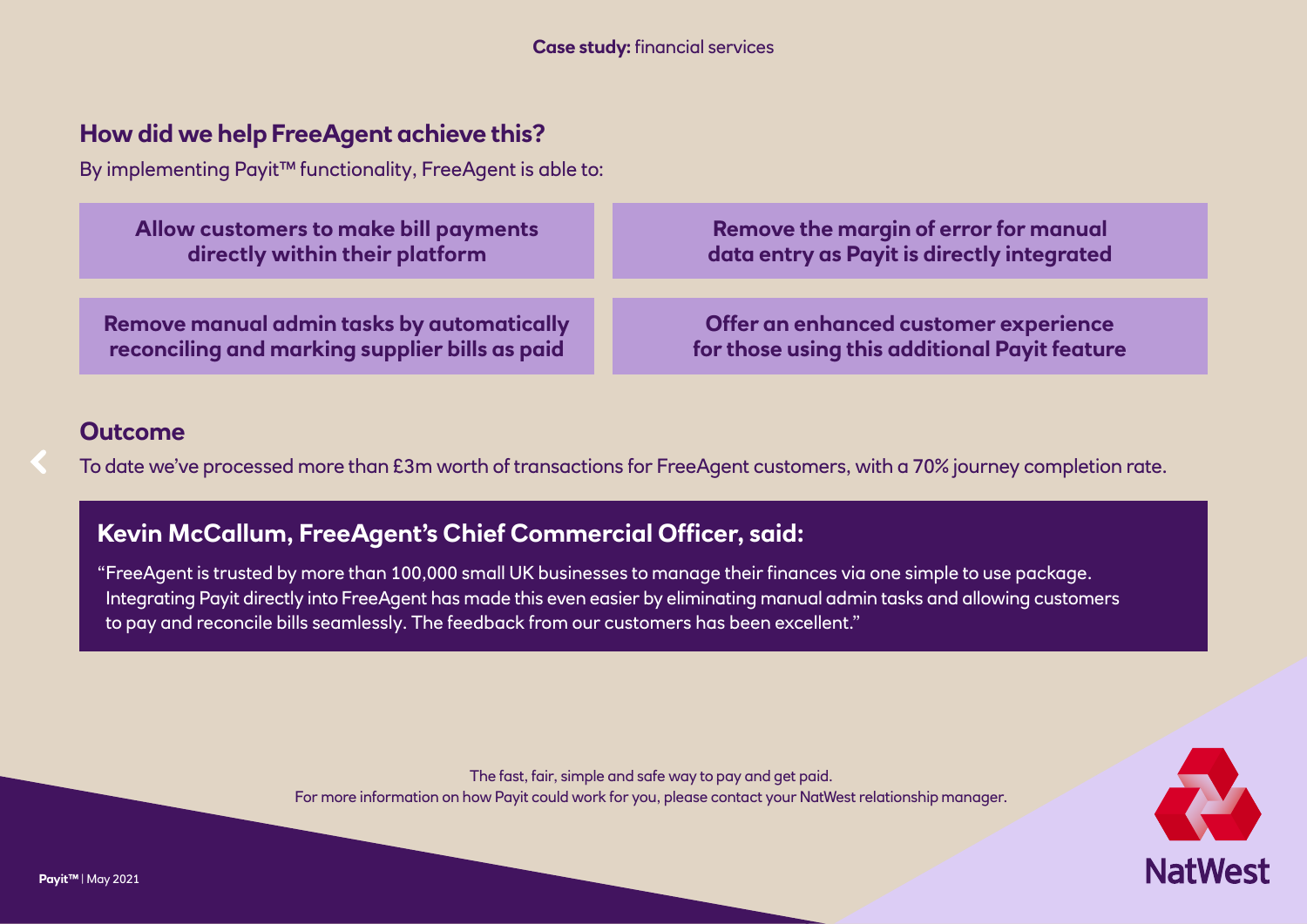Case study: financial services

## How did we help FreeAgent achieve this?

By implementing Payit™ functionality, FreeAgent is able to:

- **Allow customers to make bill payments directly within their platform**
- **Remove the margin of error for manual data entry as Payit is directly integrated**
- **Remove manual admin tasks by automatically reconciling and marking supplier bills as paid**
- **Offer an enhanced customer experience for those using this additional Payit feature**

## Outcome

To date we've processed more than £3m worth of transactions for FreeAgent customers, with a 70% journey completion rate.

### Kevin McCallum, FreeAgent's Chief Commercial Officer, said:

"FreeAgent is trusted by more than 100,000 small UK businesses to manage their finances via one simple to use package. Integrating Payit directly into FreeAgent has made this even easier by eliminating manual admin tasks and allowing customers to pay and reconcile bills seamlessly. The feedback from our customers has been excellent."

The fast, fair, simple and safe way to pay and get paid.
For more information on how Payit could work for you, please contact your NatWest relationship manager.

NatWest

**Payit™** | May 2021